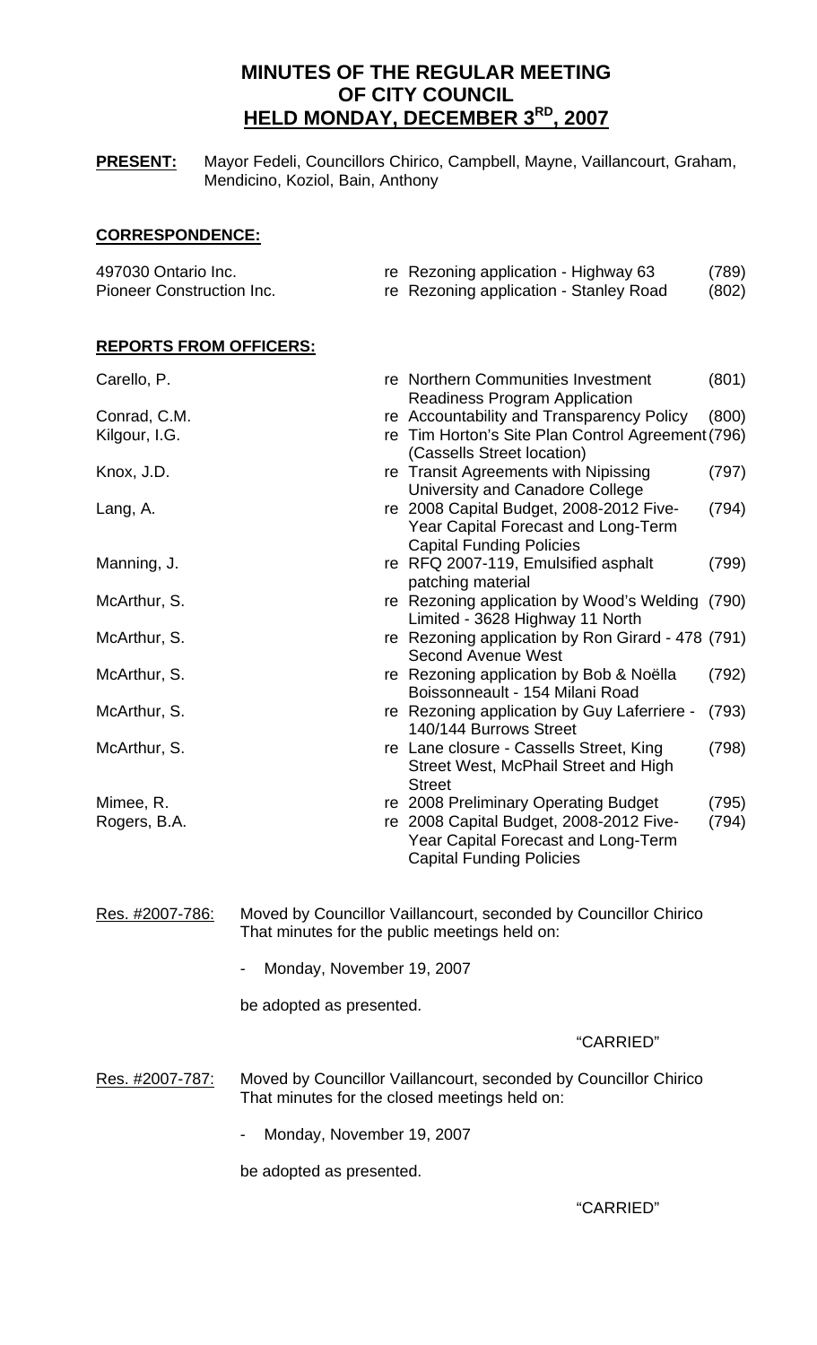# MINUTES OF THE REGULAR MEETING OF CITY COUNCIL HELD MONDAY, DECEMBER 3RD, 2007

**PRESENT:** Mayor Fedeli, Councillors Chirico, Campbell, Mayne, Vaillancourt, Graham, Mendicino, Koziol, Bain, Anthony

## CORRESPONDENCE:

| | | |
|---|---|---|
| 497030 Ontario Inc. | re Rezoning application - Highway 63 | (789) |
| Pioneer Construction Inc. | re Rezoning application - Stanley Road | (802) |

## REPORTS FROM OFFICERS:

| | | |
|---|---|---|
| Carello, P. | re Northern Communities Investment Readiness Program Application | (801) |
| Conrad, C.M. | re Accountability and Transparency Policy | (800) |
| Kilgour, I.G. | re Tim Horton's Site Plan Control Agreement (Cassells Street location) | (796) |
| Knox, J.D. | re Transit Agreements with Nipissing University and Canadore College | (797) |
| Lang, A. | re 2008 Capital Budget, 2008-2012 Five-Year Capital Forecast and Long-Term Capital Funding Policies | (794) |
| Manning, J. | re RFQ 2007-119, Emulsified asphalt patching material | (799) |
| McArthur, S. | re Rezoning application by Wood's Welding Limited - 3628 Highway 11 North | (790) |
| McArthur, S. | re Rezoning application by Ron Girard - 478 Second Avenue West | (791) |
| McArthur, S. | re Rezoning application by Bob & Noëlla Boissonneault - 154 Milani Road | (792) |
| McArthur, S. | re Rezoning application by Guy Laferriere - 140/144 Burrows Street | (793) |
| McArthur, S. | re Lane closure - Cassells Street, King Street West, McPhail Street and High Street | (798) |
| Mimee, R. | re 2008 Preliminary Operating Budget | (795) |
| Rogers, B.A. | re 2008 Capital Budget, 2008-2012 Five-Year Capital Forecast and Long-Term Capital Funding Policies | (794) |

Res. #2007-786: Moved by Councillor Vaillancourt, seconded by Councillor Chirico That minutes for the public meetings held on:

- Monday, November 19, 2007

be adopted as presented.

"CARRIED"

Res. #2007-787: Moved by Councillor Vaillancourt, seconded by Councillor Chirico That minutes for the closed meetings held on:

- Monday, November 19, 2007

be adopted as presented.

"CARRIED"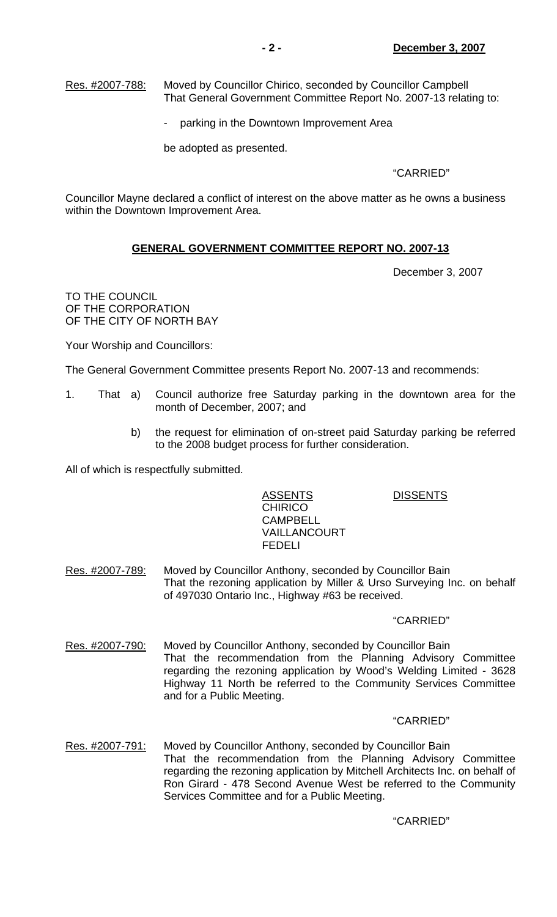Res. #2007-788: Moved by Councillor Chirico, seconded by Councillor Campbell That General Government Committee Report No. 2007-13 relating to:

- parking in the Downtown Improvement Area

be adopted as presented.

"CARRIED"

Councillor Mayne declared a conflict of interest on the above matter as he owns a business within the Downtown Improvement Area.

## GENERAL GOVERNMENT COMMITTEE REPORT NO. 2007-13

December 3, 2007

TO THE COUNCIL
OF THE CORPORATION
OF THE CITY OF NORTH BAY

Your Worship and Councillors:

The General Government Committee presents Report No. 2007-13 and recommends:

1. That a) Council authorize free Saturday parking in the downtown area for the month of December, 2007; and

   b) the request for elimination of on-street paid Saturday parking be referred to the 2008 budget process for further consideration.

All of which is respectfully submitted.

| ASSENTS | DISSENTS |
|---|---|
| CHIRICO | |
| CAMPBELL | |
| VAILLANCOURT | |
| FEDELI | |

Res. #2007-789: Moved by Councillor Anthony, seconded by Councillor Bain That the rezoning application by Miller & Urso Surveying Inc. on behalf of 497030 Ontario Inc., Highway #63 be received.

"CARRIED"

Res. #2007-790: Moved by Councillor Anthony, seconded by Councillor Bain That the recommendation from the Planning Advisory Committee regarding the rezoning application by Wood's Welding Limited - 3628 Highway 11 North be referred to the Community Services Committee and for a Public Meeting.

"CARRIED"

Res. #2007-791: Moved by Councillor Anthony, seconded by Councillor Bain That the recommendation from the Planning Advisory Committee regarding the rezoning application by Mitchell Architects Inc. on behalf of Ron Girard - 478 Second Avenue West be referred to the Community Services Committee and for a Public Meeting.

"CARRIED"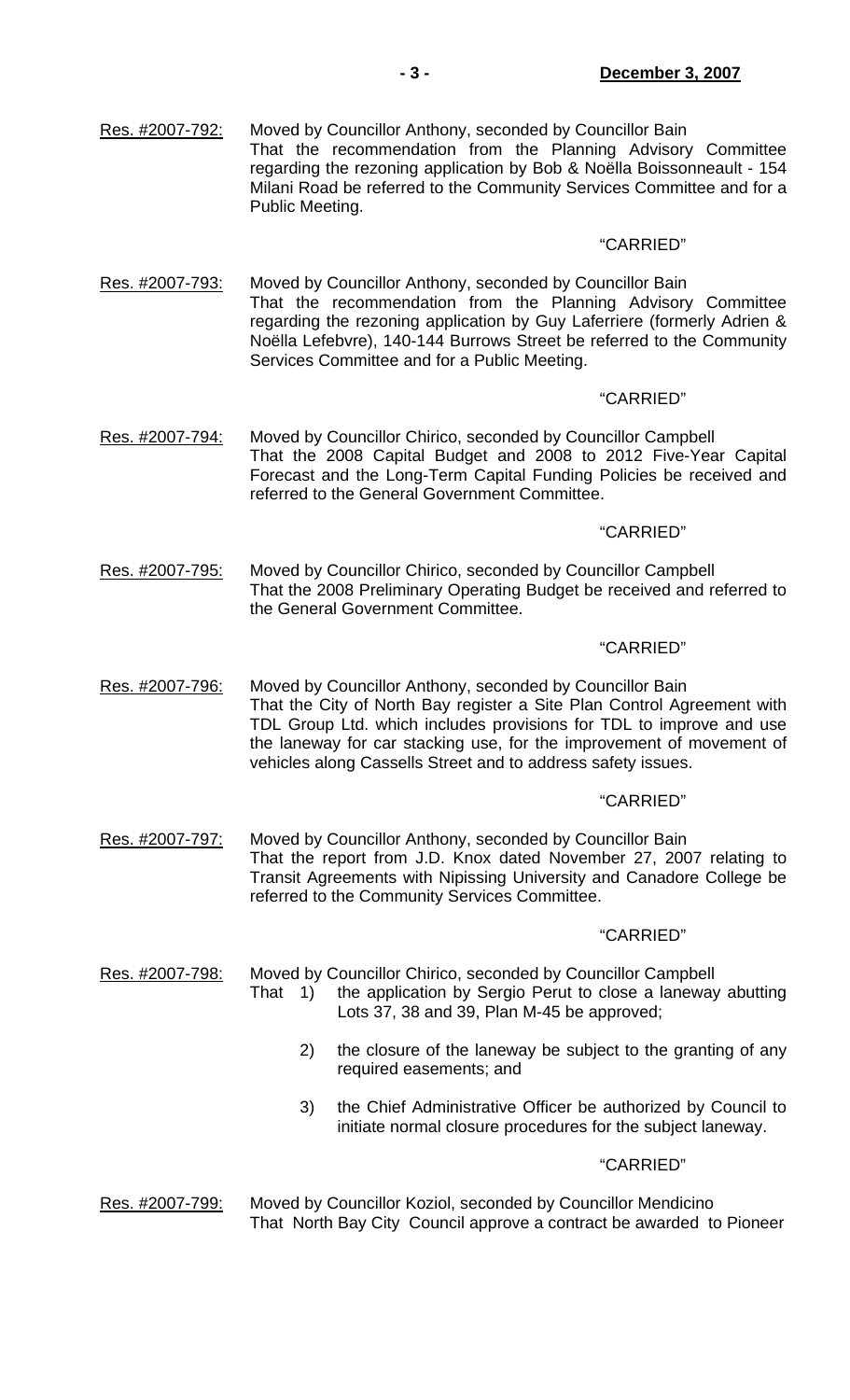Res. #2007-792: Moved by Councillor Anthony, seconded by Councillor Bain
That the recommendation from the Planning Advisory Committee regarding the rezoning application by Bob & Noëlla Boissonneault - 154 Milani Road be referred to the Community Services Committee and for a Public Meeting.

"CARRIED"

Res. #2007-793: Moved by Councillor Anthony, seconded by Councillor Bain
That the recommendation from the Planning Advisory Committee regarding the rezoning application by Guy Laferriere (formerly Adrien & Noëlla Lefebvre), 140-144 Burrows Street be referred to the Community Services Committee and for a Public Meeting.

"CARRIED"

Res. #2007-794: Moved by Councillor Chirico, seconded by Councillor Campbell
That the 2008 Capital Budget and 2008 to 2012 Five-Year Capital Forecast and the Long-Term Capital Funding Policies be received and referred to the General Government Committee.

"CARRIED"

Res. #2007-795: Moved by Councillor Chirico, seconded by Councillor Campbell
That the 2008 Preliminary Operating Budget be received and referred to the General Government Committee.

"CARRIED"

Res. #2007-796: Moved by Councillor Anthony, seconded by Councillor Bain
That the City of North Bay register a Site Plan Control Agreement with TDL Group Ltd. which includes provisions for TDL to improve and use the laneway for car stacking use, for the improvement of movement of vehicles along Cassells Street and to address safety issues.

"CARRIED"

Res. #2007-797: Moved by Councillor Anthony, seconded by Councillor Bain
That the report from J.D. Knox dated November 27, 2007 relating to Transit Agreements with Nipissing University and Canadore College be referred to the Community Services Committee.

"CARRIED"

Res. #2007-798: Moved by Councillor Chirico, seconded by Councillor Campbell
That 1) the application by Sergio Perut to close a laneway abutting Lots 37, 38 and 39, Plan M-45 be approved;

2) the closure of the laneway be subject to the granting of any required easements; and

3) the Chief Administrative Officer be authorized by Council to initiate normal closure procedures for the subject laneway.

"CARRIED"

Res. #2007-799: Moved by Councillor Koziol, seconded by Councillor Mendicino
That North Bay City Council approve a contract be awarded to Pioneer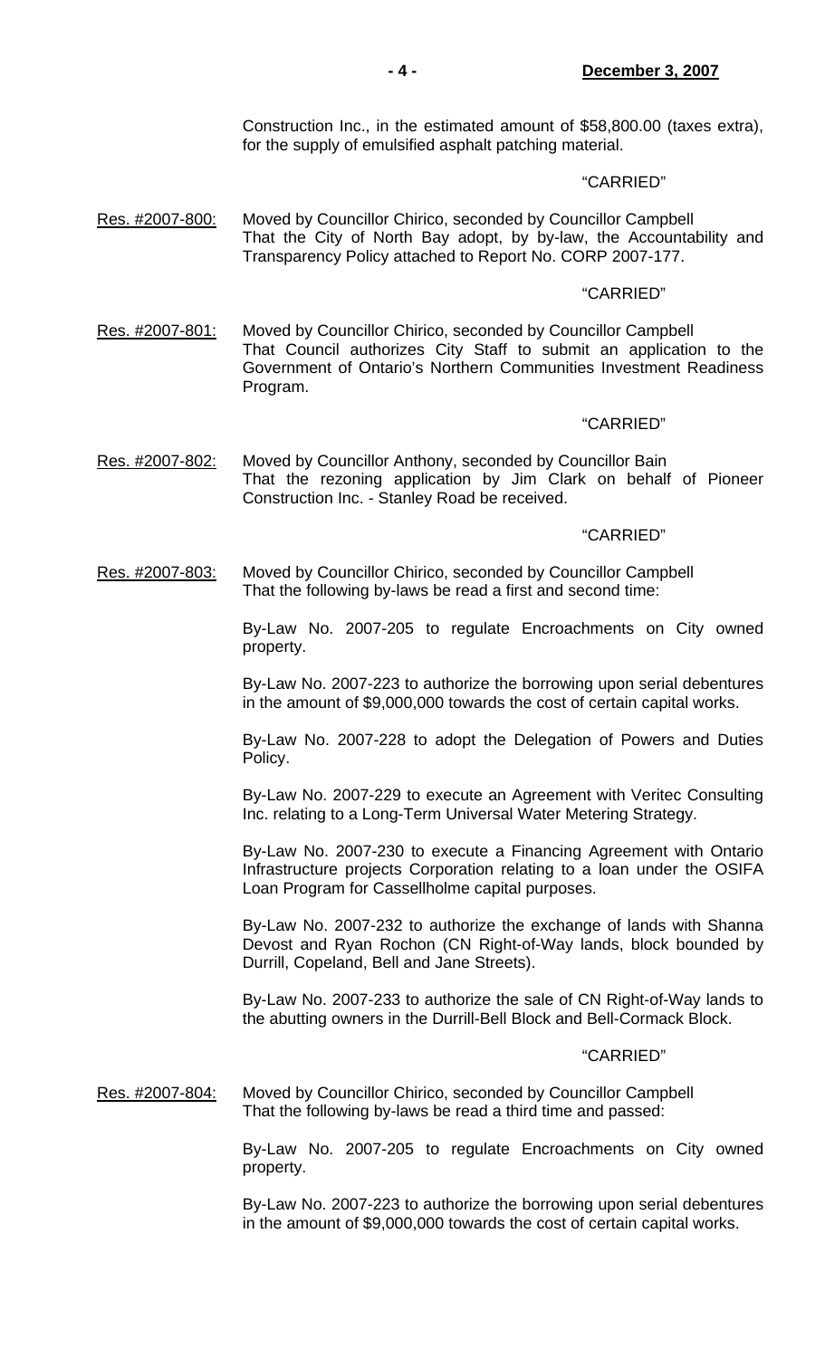Construction Inc., in the estimated amount of $58,800.00 (taxes extra), for the supply of emulsified asphalt patching material.

"CARRIED"

Res. #2007-800: Moved by Councillor Chirico, seconded by Councillor Campbell
That the City of North Bay adopt, by by-law, the Accountability and Transparency Policy attached to Report No. CORP 2007-177.

"CARRIED"

Res. #2007-801: Moved by Councillor Chirico, seconded by Councillor Campbell
That Council authorizes City Staff to submit an application to the Government of Ontario's Northern Communities Investment Readiness Program.

"CARRIED"

Res. #2007-802: Moved by Councillor Anthony, seconded by Councillor Bain
That the rezoning application by Jim Clark on behalf of Pioneer Construction Inc. - Stanley Road be received.

"CARRIED"

Res. #2007-803: Moved by Councillor Chirico, seconded by Councillor Campbell
That the following by-laws be read a first and second time:

By-Law No. 2007-205 to regulate Encroachments on City owned property.

By-Law No. 2007-223 to authorize the borrowing upon serial debentures in the amount of $9,000,000 towards the cost of certain capital works.

By-Law No. 2007-228 to adopt the Delegation of Powers and Duties Policy.

By-Law No. 2007-229 to execute an Agreement with Veritec Consulting Inc. relating to a Long-Term Universal Water Metering Strategy.

By-Law No. 2007-230 to execute a Financing Agreement with Ontario Infrastructure projects Corporation relating to a loan under the OSIFA Loan Program for Cassellholme capital purposes.

By-Law No. 2007-232 to authorize the exchange of lands with Shanna Devost and Ryan Rochon (CN Right-of-Way lands, block bounded by Durrill, Copeland, Bell and Jane Streets).

By-Law No. 2007-233 to authorize the sale of CN Right-of-Way lands to the abutting owners in the Durrill-Bell Block and Bell-Cormack Block.

"CARRIED"

Res. #2007-804: Moved by Councillor Chirico, seconded by Councillor Campbell
That the following by-laws be read a third time and passed:

By-Law No. 2007-205 to regulate Encroachments on City owned property.

By-Law No. 2007-223 to authorize the borrowing upon serial debentures in the amount of $9,000,000 towards the cost of certain capital works.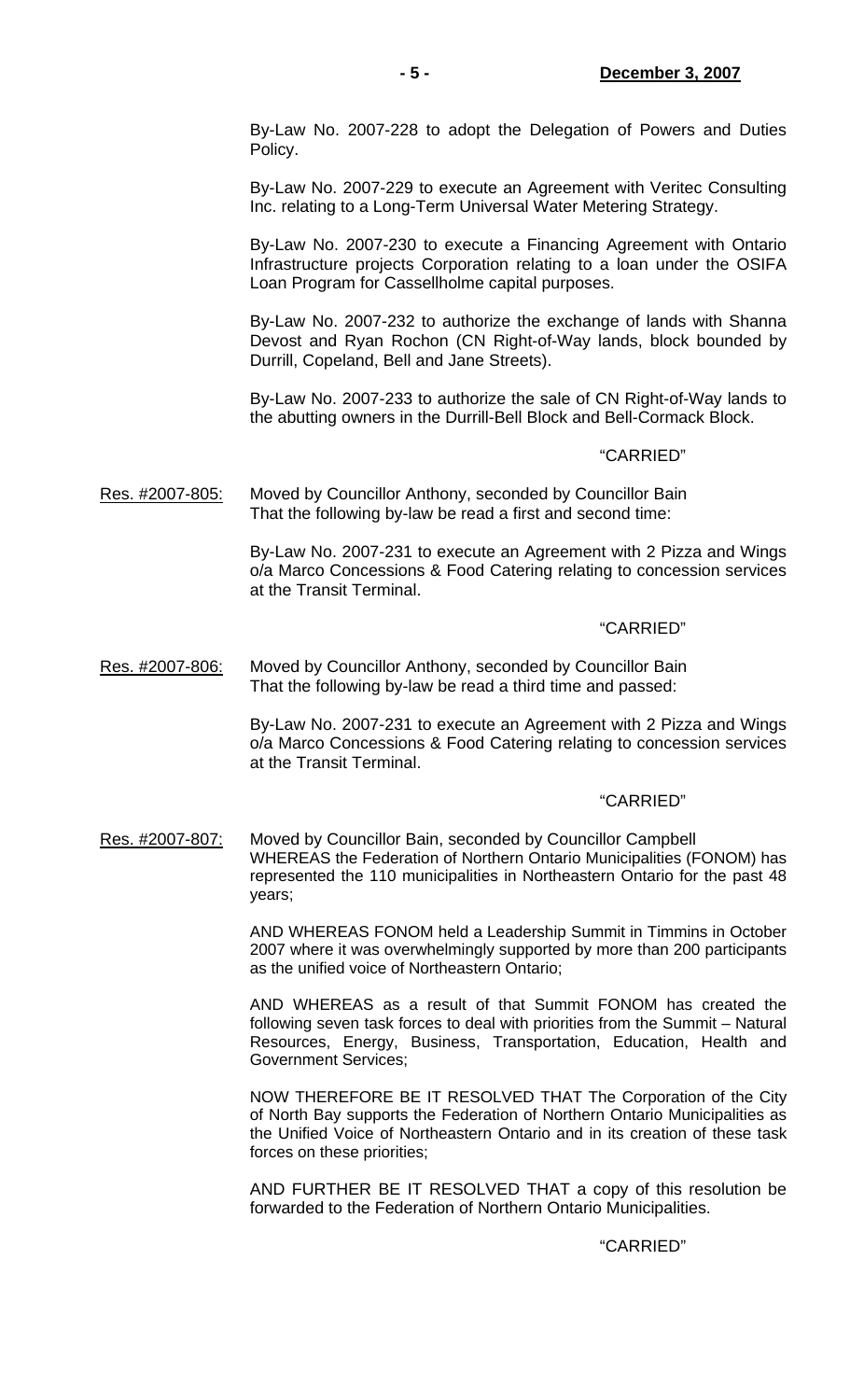By-Law No. 2007-228 to adopt the Delegation of Powers and Duties Policy.

By-Law No. 2007-229 to execute an Agreement with Veritec Consulting Inc. relating to a Long-Term Universal Water Metering Strategy.

By-Law No. 2007-230 to execute a Financing Agreement with Ontario Infrastructure projects Corporation relating to a loan under the OSIFA Loan Program for Cassellholme capital purposes.

By-Law No. 2007-232 to authorize the exchange of lands with Shanna Devost and Ryan Rochon (CN Right-of-Way lands, block bounded by Durrill, Copeland, Bell and Jane Streets).

By-Law No. 2007-233 to authorize the sale of CN Right-of-Way lands to the abutting owners in the Durrill-Bell Block and Bell-Cormack Block.

"CARRIED"

Res. #2007-805: Moved by Councillor Anthony, seconded by Councillor Bain
That the following by-law be read a first and second time:

By-Law No. 2007-231 to execute an Agreement with 2 Pizza and Wings o/a Marco Concessions & Food Catering relating to concession services at the Transit Terminal.

"CARRIED"

Res. #2007-806: Moved by Councillor Anthony, seconded by Councillor Bain
That the following by-law be read a third time and passed:

By-Law No. 2007-231 to execute an Agreement with 2 Pizza and Wings o/a Marco Concessions & Food Catering relating to concession services at the Transit Terminal.

"CARRIED"

Res. #2007-807: Moved by Councillor Bain, seconded by Councillor Campbell
WHEREAS the Federation of Northern Ontario Municipalities (FONOM) has represented the 110 municipalities in Northeastern Ontario for the past 48 years;

AND WHEREAS FONOM held a Leadership Summit in Timmins in October 2007 where it was overwhelmingly supported by more than 200 participants as the unified voice of Northeastern Ontario;

AND WHEREAS as a result of that Summit FONOM has created the following seven task forces to deal with priorities from the Summit – Natural Resources, Energy, Business, Transportation, Education, Health and Government Services;

NOW THEREFORE BE IT RESOLVED THAT The Corporation of the City of North Bay supports the Federation of Northern Ontario Municipalities as the Unified Voice of Northeastern Ontario and in its creation of these task forces on these priorities;

AND FURTHER BE IT RESOLVED THAT a copy of this resolution be forwarded to the Federation of Northern Ontario Municipalities.

"CARRIED"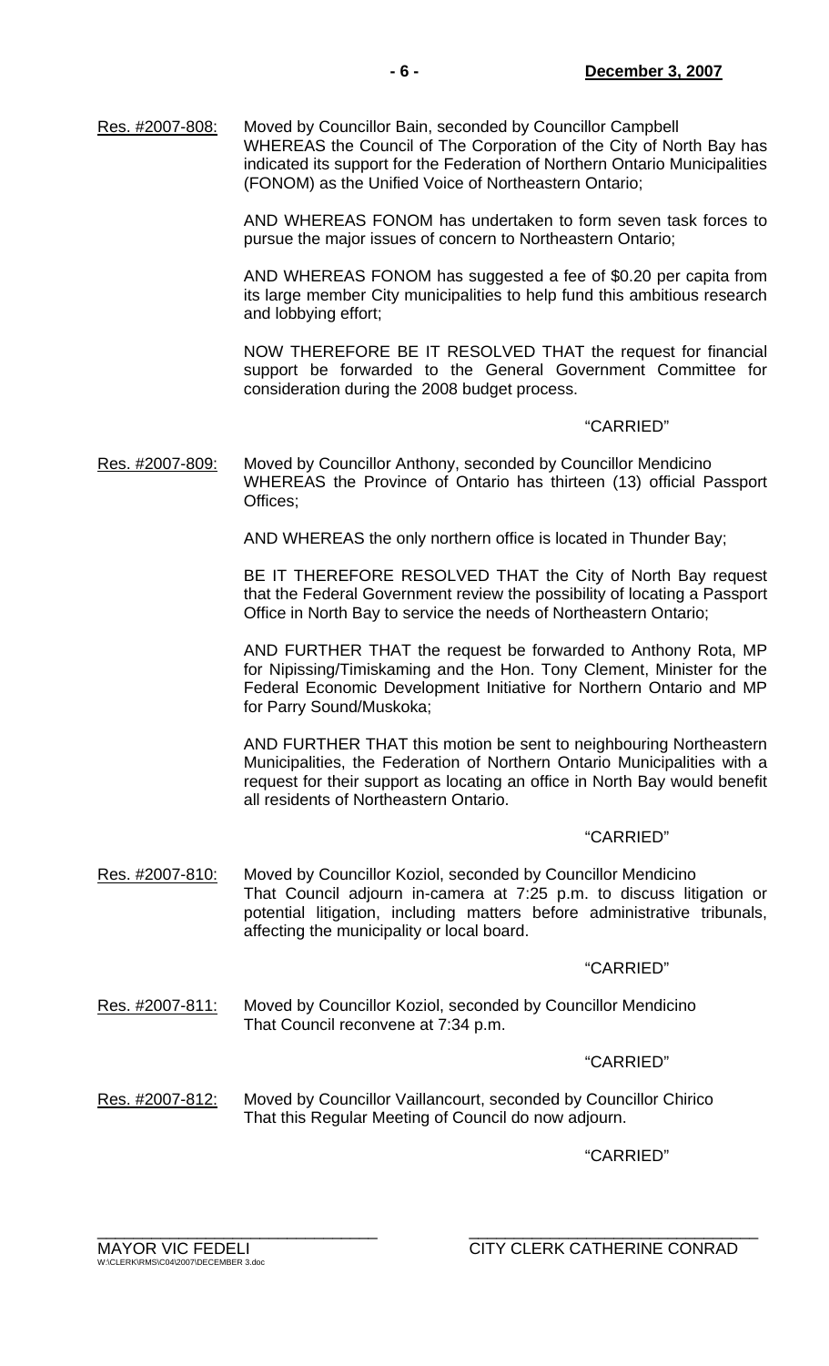Res. #2007-808: Moved by Councillor Bain, seconded by Councillor Campbell
WHEREAS the Council of The Corporation of the City of North Bay has indicated its support for the Federation of Northern Ontario Municipalities (FONOM) as the Unified Voice of Northeastern Ontario;

AND WHEREAS FONOM has undertaken to form seven task forces to pursue the major issues of concern to Northeastern Ontario;

AND WHEREAS FONOM has suggested a fee of $0.20 per capita from its large member City municipalities to help fund this ambitious research and lobbying effort;

NOW THEREFORE BE IT RESOLVED THAT the request for financial support be forwarded to the General Government Committee for consideration during the 2008 budget process.

"CARRIED"

Res. #2007-809: Moved by Councillor Anthony, seconded by Councillor Mendicino
WHEREAS the Province of Ontario has thirteen (13) official Passport Offices;

AND WHEREAS the only northern office is located in Thunder Bay;

BE IT THEREFORE RESOLVED THAT the City of North Bay request that the Federal Government review the possibility of locating a Passport Office in North Bay to service the needs of Northeastern Ontario;

AND FURTHER THAT the request be forwarded to Anthony Rota, MP for Nipissing/Timiskaming and the Hon. Tony Clement, Minister for the Federal Economic Development Initiative for Northern Ontario and MP for Parry Sound/Muskoka;

AND FURTHER THAT this motion be sent to neighbouring Northeastern Municipalities, the Federation of Northern Ontario Municipalities with a request for their support as locating an office in North Bay would benefit all residents of Northeastern Ontario.

"CARRIED"

Res. #2007-810: Moved by Councillor Koziol, seconded by Councillor Mendicino
That Council adjourn in-camera at 7:25 p.m. to discuss litigation or potential litigation, including matters before administrative tribunals, affecting the municipality or local board.

"CARRIED"

Res. #2007-811: Moved by Councillor Koziol, seconded by Councillor Mendicino
That Council reconvene at 7:34 p.m.

"CARRIED"

Res. #2007-812: Moved by Councillor Vaillancourt, seconded by Councillor Chirico
That this Regular Meeting of Council do now adjourn.

"CARRIED"

MAYOR VIC FEDELI

CITY CLERK CATHERINE CONRAD